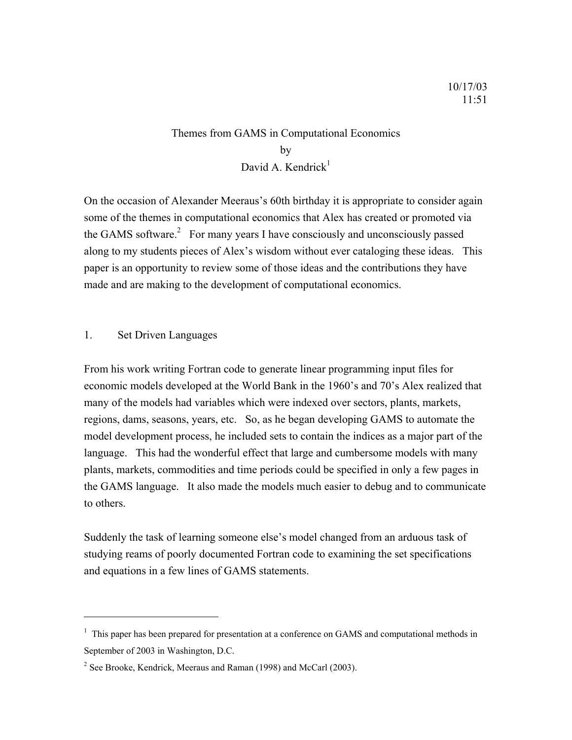10/17/03
11:51

# Themes from GAMS in Computational Economics

by

David A. Kendrick[1]

On the occasion of Alexander Meeraus's 60th birthday it is appropriate to consider again some of the themes in computational economics that Alex has created or promoted via the GAMS software.[2] For many years I have consciously and unconsciously passed along to my students pieces of Alex's wisdom without ever cataloging these ideas. This paper is an opportunity to review some of those ideas and the contributions they have made and are making to the development of computational economics.

## 1. Set Driven Languages

From his work writing Fortran code to generate linear programming input files for economic models developed at the World Bank in the 1960's and 70's Alex realized that many of the models had variables which were indexed over sectors, plants, markets, regions, dams, seasons, years, etc. So, as he began developing GAMS to automate the model development process, he included sets to contain the indices as a major part of the language. This had the wonderful effect that large and cumbersome models with many plants, markets, commodities and time periods could be specified in only a few pages in the GAMS language. It also made the models much easier to debug and to communicate to others.

Suddenly the task of learning someone else's model changed from an arduous task of studying reams of poorly documented Fortran code to examining the set specifications and equations in a few lines of GAMS statements.

---

[1] This paper has been prepared for presentation at a conference on GAMS and computational methods in September of 2003 in Washington, D.C.

[2] See Brooke, Kendrick, Meeraus and Raman (1998) and McCarl (2003).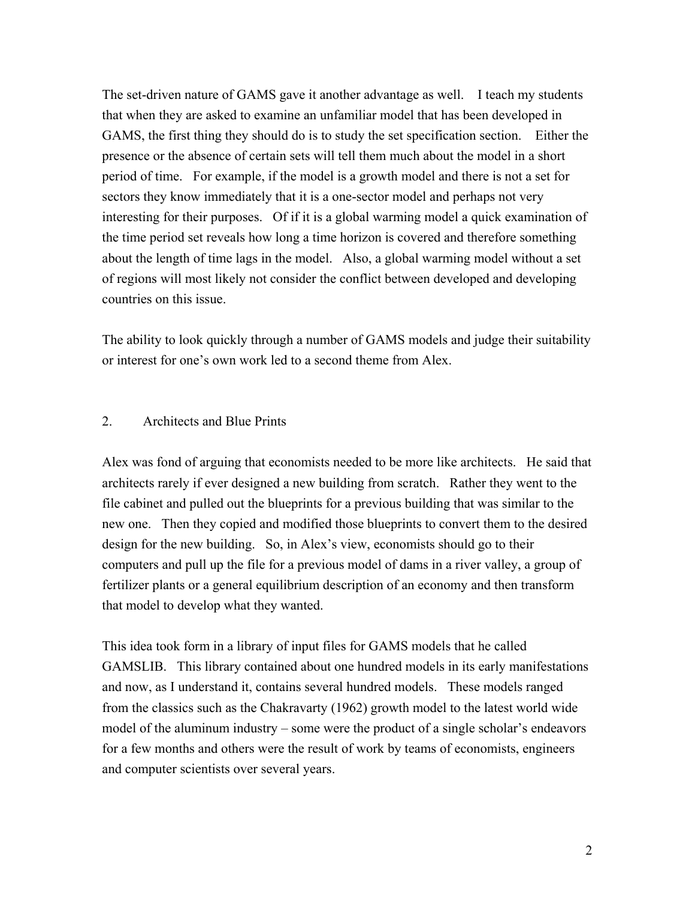The set-driven nature of GAMS gave it another advantage as well. I teach my students that when they are asked to examine an unfamiliar model that has been developed in GAMS, the first thing they should do is to study the set specification section. Either the presence or the absence of certain sets will tell them much about the model in a short period of time. For example, if the model is a growth model and there is not a set for sectors they know immediately that it is a one-sector model and perhaps not very interesting for their purposes. Of if it is a global warming model a quick examination of the time period set reveals how long a time horizon is covered and therefore something about the length of time lags in the model. Also, a global warming model without a set of regions will most likely not consider the conflict between developed and developing countries on this issue.

The ability to look quickly through a number of GAMS models and judge their suitability or interest for one's own work led to a second theme from Alex.

## 2. Architects and Blue Prints

Alex was fond of arguing that economists needed to be more like architects. He said that architects rarely if ever designed a new building from scratch. Rather they went to the file cabinet and pulled out the blueprints for a previous building that was similar to the new one. Then they copied and modified those blueprints to convert them to the desired design for the new building. So, in Alex's view, economists should go to their computers and pull up the file for a previous model of dams in a river valley, a group of fertilizer plants or a general equilibrium description of an economy and then transform that model to develop what they wanted.

This idea took form in a library of input files for GAMS models that he called GAMSLIB. This library contained about one hundred models in its early manifestations and now, as I understand it, contains several hundred models. These models ranged from the classics such as the Chakravarty (1962) growth model to the latest world wide model of the aluminum industry – some were the product of a single scholar's endeavors for a few months and others were the result of work by teams of economists, engineers and computer scientists over several years.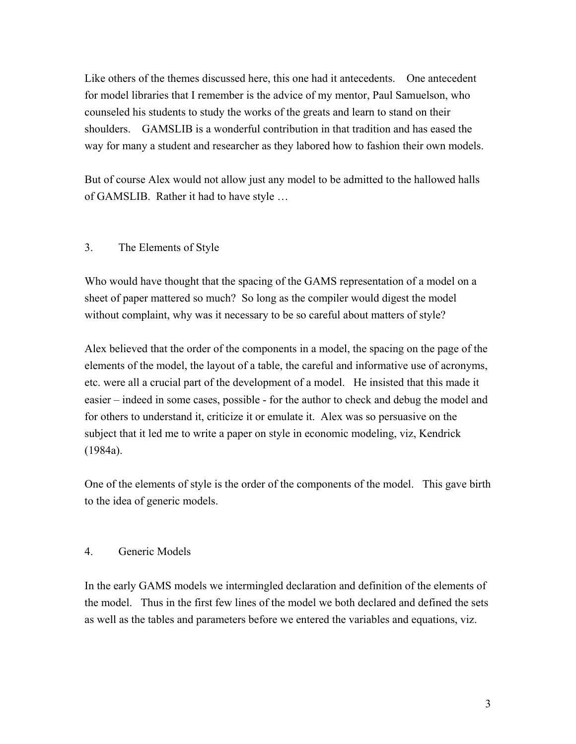Like others of the themes discussed here, this one had it antecedents. One antecedent for model libraries that I remember is the advice of my mentor, Paul Samuelson, who counseled his students to study the works of the greats and learn to stand on their shoulders. GAMSLIB is a wonderful contribution in that tradition and has eased the way for many a student and researcher as they labored how to fashion their own models.

But of course Alex would not allow just any model to be admitted to the hallowed halls of GAMSLIB. Rather it had to have style …

## 3. The Elements of Style

Who would have thought that the spacing of the GAMS representation of a model on a sheet of paper mattered so much? So long as the compiler would digest the model without complaint, why was it necessary to be so careful about matters of style?

Alex believed that the order of the components in a model, the spacing on the page of the elements of the model, the layout of a table, the careful and informative use of acronyms, etc. were all a crucial part of the development of a model. He insisted that this made it easier – indeed in some cases, possible - for the author to check and debug the model and for others to understand it, criticize it or emulate it. Alex was so persuasive on the subject that it led me to write a paper on style in economic modeling, viz, Kendrick (1984a).

One of the elements of style is the order of the components of the model. This gave birth to the idea of generic models.

## 4. Generic Models

In the early GAMS models we intermingled declaration and definition of the elements of the model. Thus in the first few lines of the model we both declared and defined the sets as well as the tables and parameters before we entered the variables and equations, viz.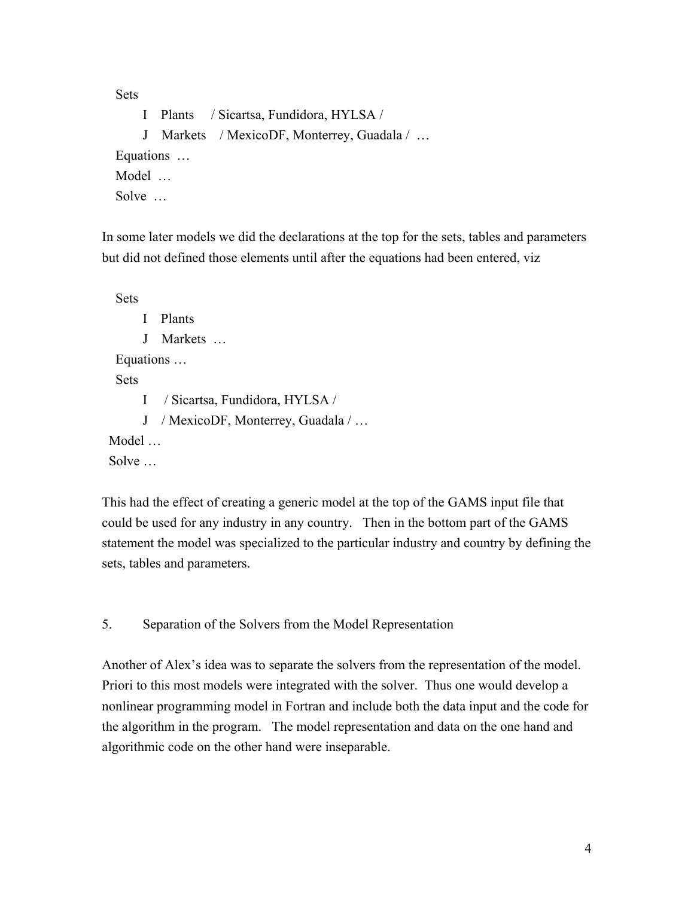```
Sets
      I   Plants    / Sicartsa, Fundidora, HYLSA /
      J   Markets   / MexicoDF, Monterrey, Guadala /  …
Equations  …
Model  …
Solve  …
```

In some later models we did the declarations at the top for the sets, tables and parameters but did not defined those elements until after the equations had been entered, viz

```
Sets
      I   Plants
      J   Markets  …
Equations …
Sets
      I    / Sicartsa, Fundidora, HYLSA /
      J   / MexicoDF, Monterrey, Guadala / …
Model …
Solve …
```

This had the effect of creating a generic model at the top of the GAMS input file that could be used for any industry in any country. Then in the bottom part of the GAMS statement the model was specialized to the particular industry and country by defining the sets, tables and parameters.

## 5. Separation of the Solvers from the Model Representation

Another of Alex's idea was to separate the solvers from the representation of the model. Priori to this most models were integrated with the solver. Thus one would develop a nonlinear programming model in Fortran and include both the data input and the code for the algorithm in the program. The model representation and data on the one hand and algorithmic code on the other hand were inseparable.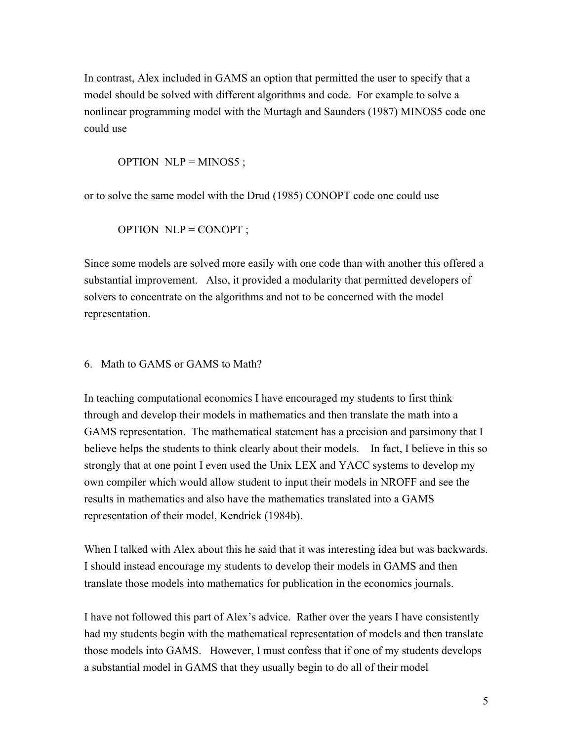In contrast, Alex included in GAMS an option that permitted the user to specify that a model should be solved with different algorithms and code. For example to solve a nonlinear programming model with the Murtagh and Saunders (1987) MINOS5 code one could use

```
OPTION  NLP = MINOS5 ;
```

or to solve the same model with the Drud (1985) CONOPT code one could use

```
OPTION  NLP = CONOPT ;
```

Since some models are solved more easily with one code than with another this offered a substantial improvement. Also, it provided a modularity that permitted developers of solvers to concentrate on the algorithms and not to be concerned with the model representation.

## 6. Math to GAMS or GAMS to Math?

In teaching computational economics I have encouraged my students to first think through and develop their models in mathematics and then translate the math into a GAMS representation. The mathematical statement has a precision and parsimony that I believe helps the students to think clearly about their models. In fact, I believe in this so strongly that at one point I even used the Unix LEX and YACC systems to develop my own compiler which would allow student to input their models in NROFF and see the results in mathematics and also have the mathematics translated into a GAMS representation of their model, Kendrick (1984b).

When I talked with Alex about this he said that it was interesting idea but was backwards. I should instead encourage my students to develop their models in GAMS and then translate those models into mathematics for publication in the economics journals.

I have not followed this part of Alex's advice. Rather over the years I have consistently had my students begin with the mathematical representation of models and then translate those models into GAMS. However, I must confess that if one of my students develops a substantial model in GAMS that they usually begin to do all of their model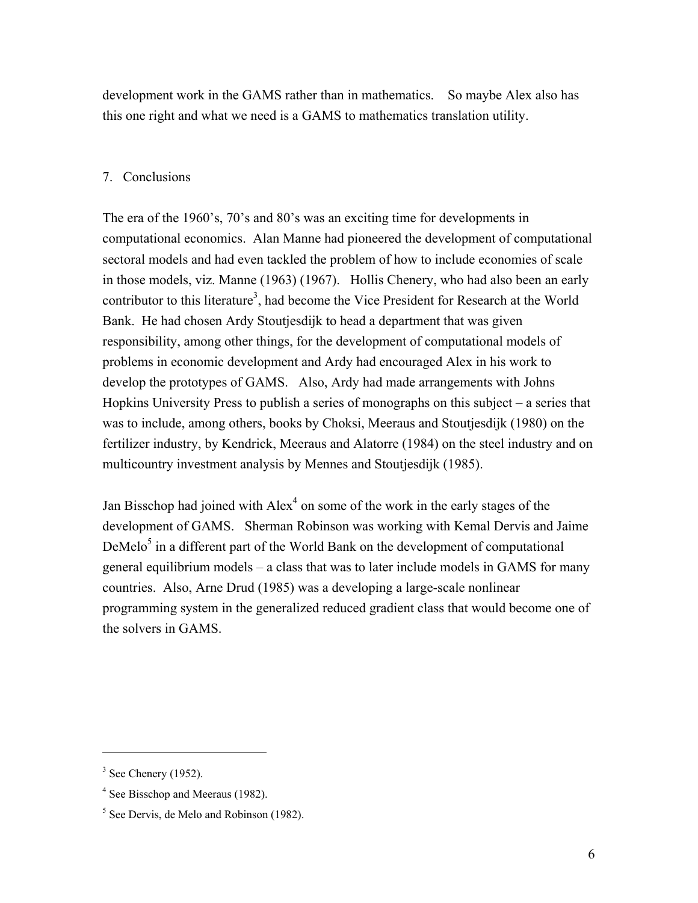development work in the GAMS rather than in mathematics. So maybe Alex also has this one right and what we need is a GAMS to mathematics translation utility.

## 7. Conclusions

The era of the 1960's, 70's and 80's was an exciting time for developments in computational economics. Alan Manne had pioneered the development of computational sectoral models and had even tackled the problem of how to include economies of scale in those models, viz. Manne (1963) (1967). Hollis Chenery, who had also been an early contributor to this literature[3], had become the Vice President for Research at the World Bank. He had chosen Ardy Stoutjesdijk to head a department that was given responsibility, among other things, for the development of computational models of problems in economic development and Ardy had encouraged Alex in his work to develop the prototypes of GAMS. Also, Ardy had made arrangements with Johns Hopkins University Press to publish a series of monographs on this subject – a series that was to include, among others, books by Choksi, Meeraus and Stoutjesdijk (1980) on the fertilizer industry, by Kendrick, Meeraus and Alatorre (1984) on the steel industry and on multicountry investment analysis by Mennes and Stoutjesdijk (1985).

Jan Bisschop had joined with Alex[4] on some of the work in the early stages of the development of GAMS. Sherman Robinson was working with Kemal Dervis and Jaime DeMelo[5] in a different part of the World Bank on the development of computational general equilibrium models – a class that was to later include models in GAMS for many countries. Also, Arne Drud (1985) was a developing a large-scale nonlinear programming system in the generalized reduced gradient class that would become one of the solvers in GAMS.

---

[3] See Chenery (1952).

[4] See Bisschop and Meeraus (1982).

[5] See Dervis, de Melo and Robinson (1982).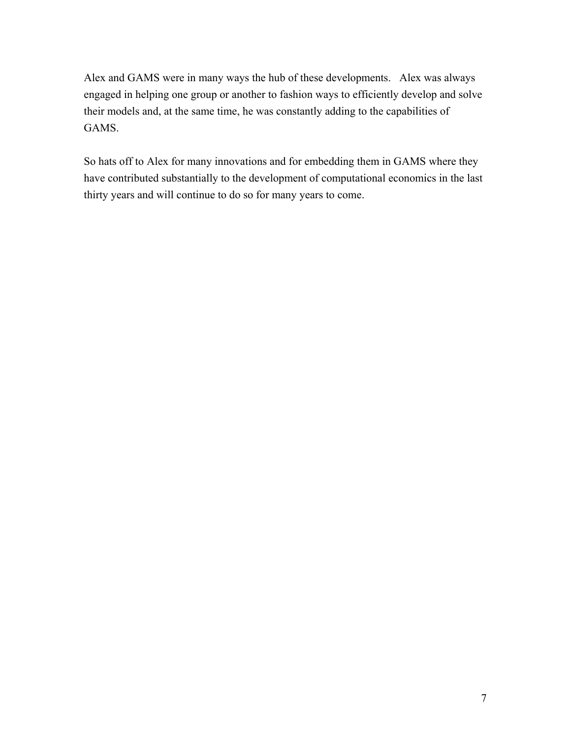Alex and GAMS were in many ways the hub of these developments. Alex was always engaged in helping one group or another to fashion ways to efficiently develop and solve their models and, at the same time, he was constantly adding to the capabilities of GAMS.

So hats off to Alex for many innovations and for embedding them in GAMS where they have contributed substantially to the development of computational economics in the last thirty years and will continue to do so for many years to come.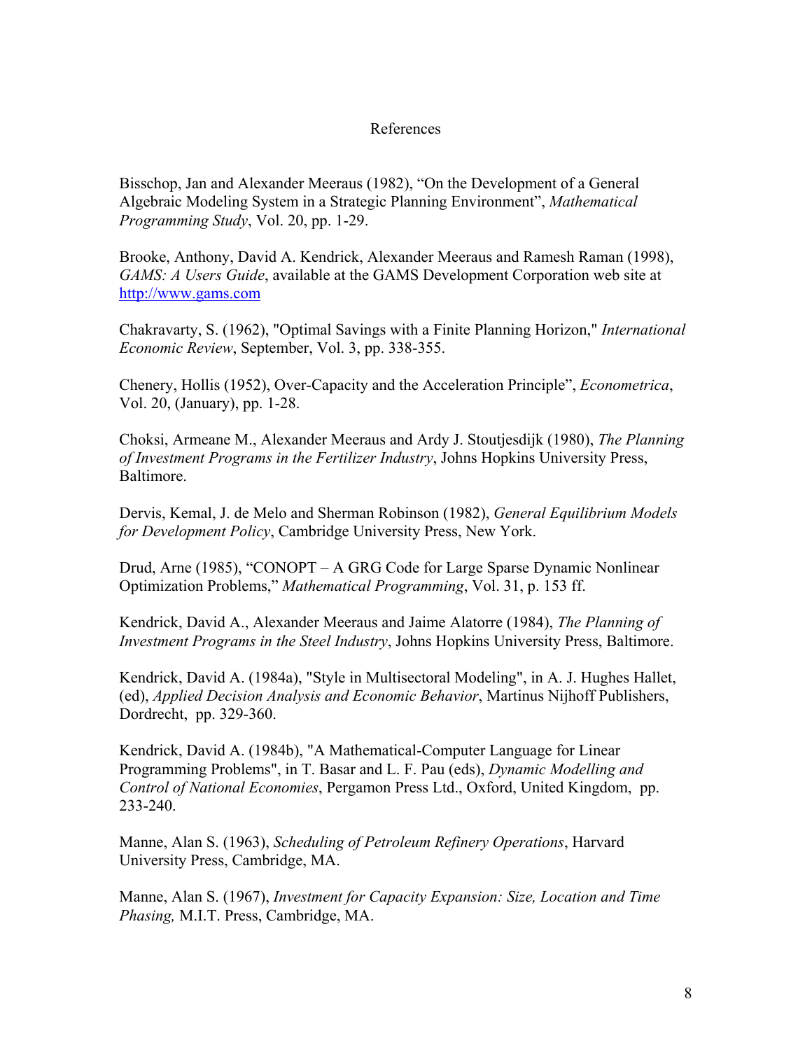# References

Bisschop, Jan and Alexander Meeraus (1982), "On the Development of a General Algebraic Modeling System in a Strategic Planning Environment", *Mathematical Programming Study*, Vol. 20, pp. 1-29.

Brooke, Anthony, David A. Kendrick, Alexander Meeraus and Ramesh Raman (1998), *GAMS: A Users Guide*, available at the GAMS Development Corporation web site at http://www.gams.com

Chakravarty, S. (1962), "Optimal Savings with a Finite Planning Horizon," *International Economic Review*, September, Vol. 3, pp. 338-355.

Chenery, Hollis (1952), Over-Capacity and the Acceleration Principle", *Econometrica*, Vol. 20, (January), pp. 1-28.

Choksi, Armeane M., Alexander Meeraus and Ardy J. Stoutjesdijk (1980), *The Planning of Investment Programs in the Fertilizer Industry*, Johns Hopkins University Press, Baltimore.

Dervis, Kemal, J. de Melo and Sherman Robinson (1982), *General Equilibrium Models for Development Policy*, Cambridge University Press, New York.

Drud, Arne (1985), "CONOPT – A GRG Code for Large Sparse Dynamic Nonlinear Optimization Problems," *Mathematical Programming*, Vol. 31, p. 153 ff.

Kendrick, David A., Alexander Meeraus and Jaime Alatorre (1984), *The Planning of Investment Programs in the Steel Industry*, Johns Hopkins University Press, Baltimore.

Kendrick, David A. (1984a), "Style in Multisectoral Modeling", in A. J. Hughes Hallet, (ed), *Applied Decision Analysis and Economic Behavior*, Martinus Nijhoff Publishers, Dordrecht, pp. 329-360.

Kendrick, David A. (1984b), "A Mathematical-Computer Language for Linear Programming Problems", in T. Basar and L. F. Pau (eds), *Dynamic Modelling and Control of National Economies*, Pergamon Press Ltd., Oxford, United Kingdom, pp. 233-240.

Manne, Alan S. (1963), *Scheduling of Petroleum Refinery Operations*, Harvard University Press, Cambridge, MA.

Manne, Alan S. (1967), *Investment for Capacity Expansion: Size, Location and Time Phasing,* M.I.T. Press, Cambridge, MA.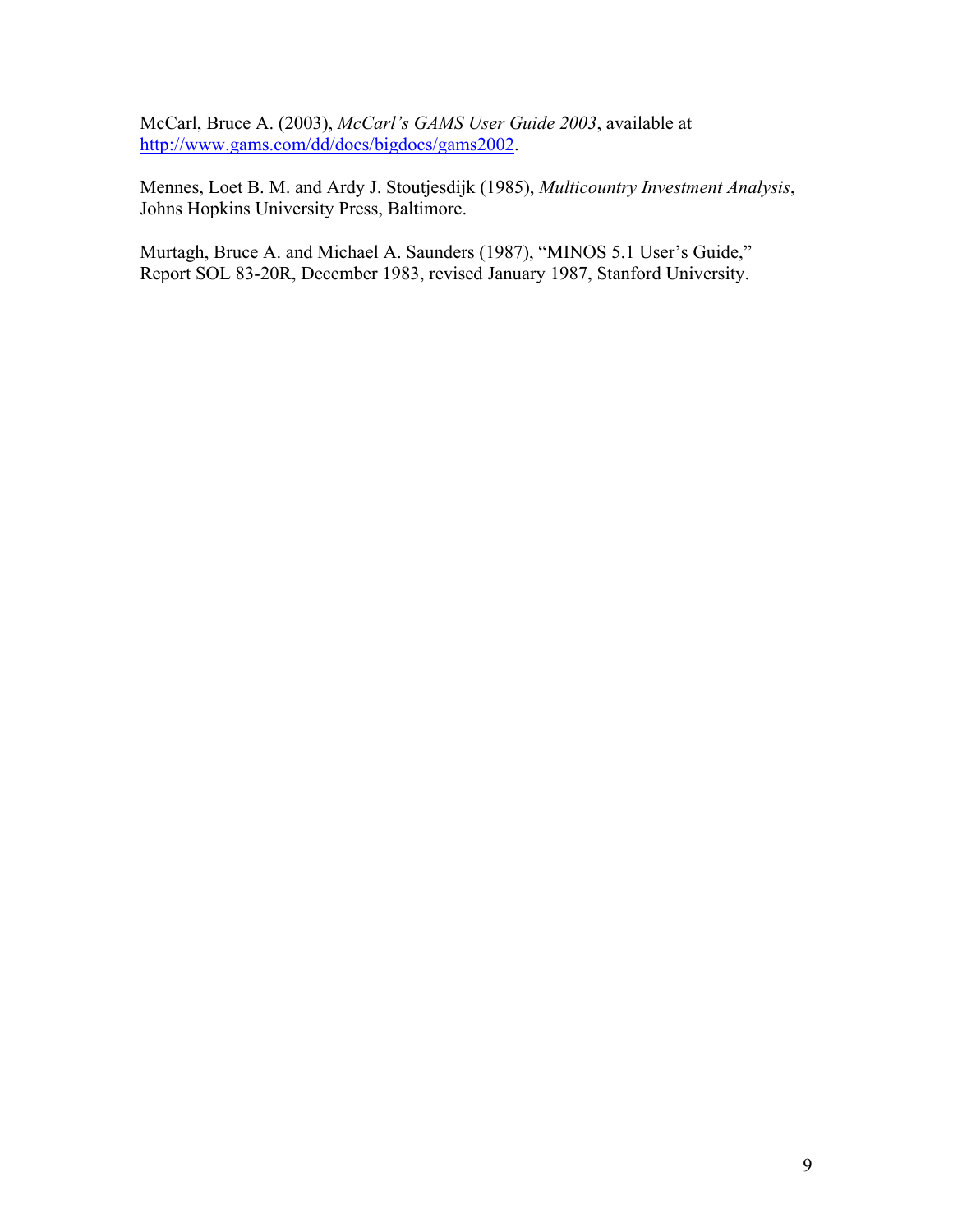McCarl, Bruce A. (2003), *McCarl's GAMS User Guide 2003*, available at [http://www.gams.com/dd/docs/bigdocs/gams2002](http://www.gams.com/dd/docs/bigdocs/gams2002).

Mennes, Loet B. M. and Ardy J. Stoutjesdijk (1985), *Multicountry Investment Analysis*, Johns Hopkins University Press, Baltimore.

Murtagh, Bruce A. and Michael A. Saunders (1987), "MINOS 5.1 User's Guide," Report SOL 83-20R, December 1983, revised January 1987, Stanford University.